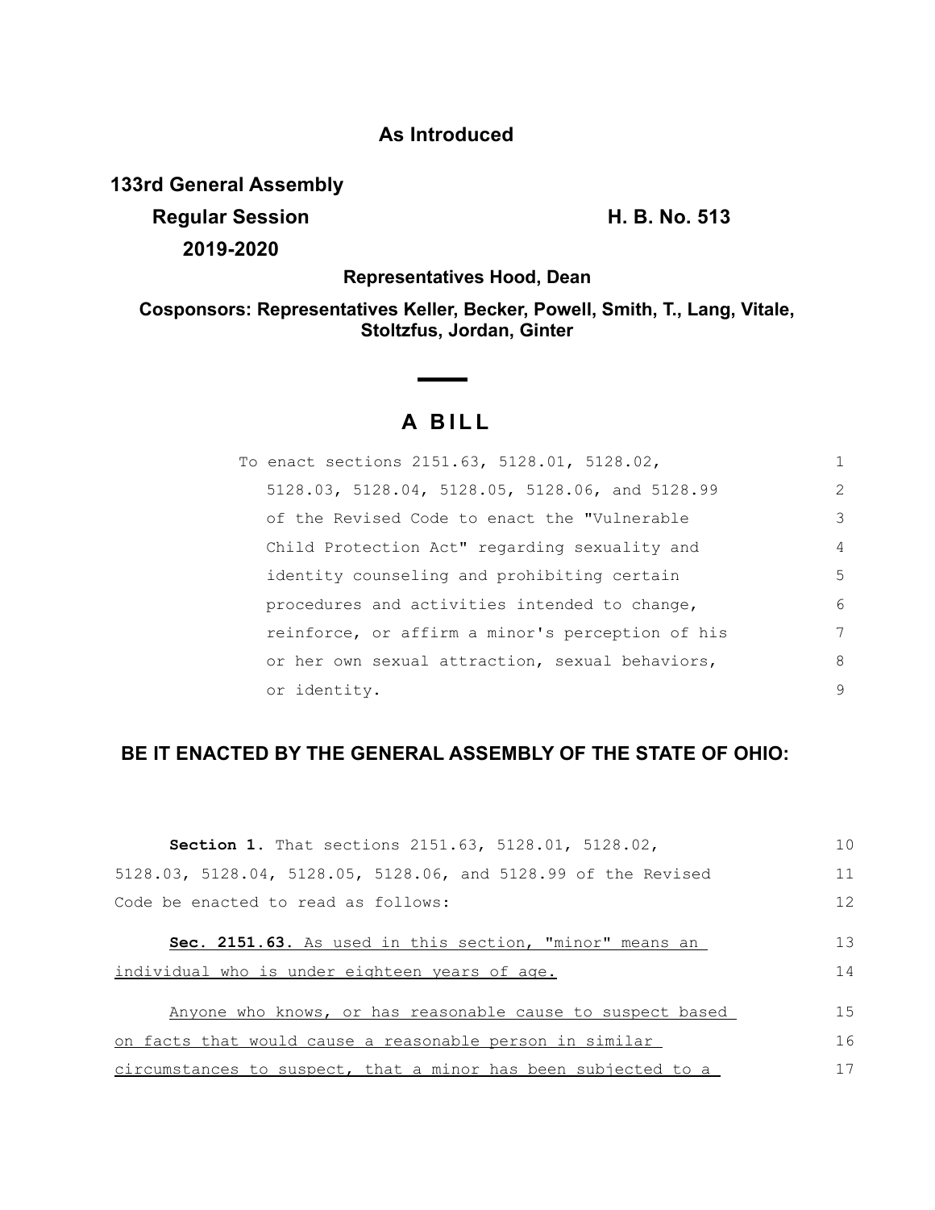**As Introduced**

**133rd General Assembly**

**Regular Session** **H. B. No. 513**

**2019-2020**

**Representatives Hood, Dean**

**Cosponsors: Representatives Keller, Becker, Powell, Smith, T., Lang, Vitale, Stoltzfus, Jordan, Ginter**

# A BILL

To enact sections 2151.63, 5128.01, 5128.02, 5128.03, 5128.04, 5128.05, 5128.06, and 5128.99 of the Revised Code to enact the "Vulnerable Child Protection Act" regarding sexuality and identity counseling and prohibiting certain procedures and activities intended to change, reinforce, or affirm a minor's perception of his or her own sexual attraction, sexual behaviors, or identity.

**BE IT ENACTED BY THE GENERAL ASSEMBLY OF THE STATE OF OHIO:**

**Section 1.** That sections 2151.63, 5128.01, 5128.02, 5128.03, 5128.04, 5128.05, 5128.06, and 5128.99 of the Revised Code be enacted to read as follows:

**Sec. 2151.63.** As used in this section, "minor" means an individual who is under eighteen years of age.

Anyone who knows, or has reasonable cause to suspect based on facts that would cause a reasonable person in similar circumstances to suspect, that a minor has been subjected to a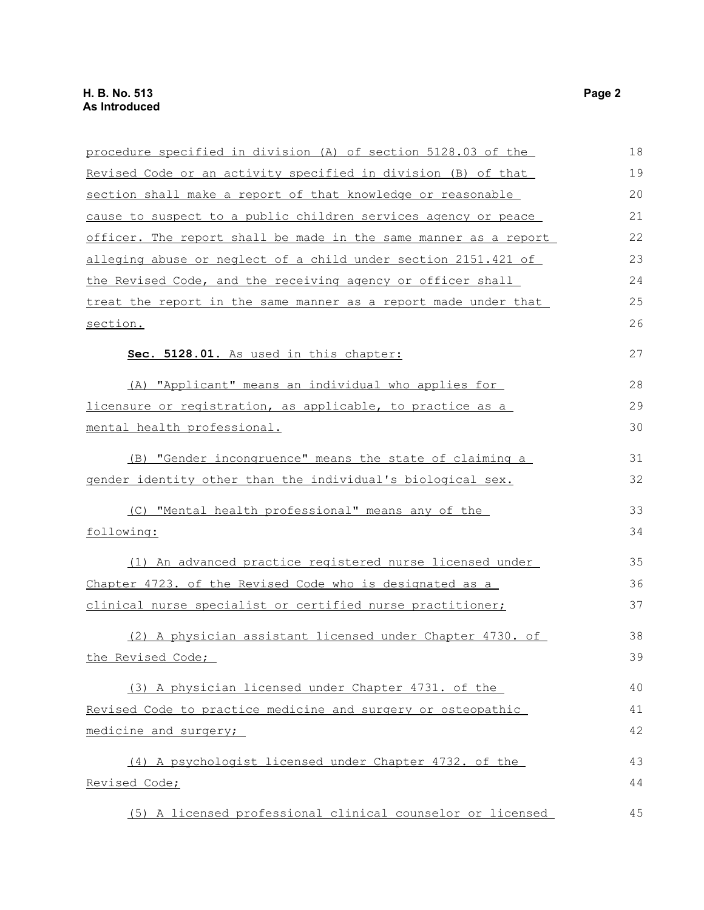procedure specified in division (A) of section 5128.03 of the Revised Code or an activity specified in division (B) of that section shall make a report of that knowledge or reasonable cause to suspect to a public children services agency or peace officer. The report shall be made in the same manner as a report alleging abuse or neglect of a child under section 2151.421 of the Revised Code, and the receiving agency or officer shall treat the report in the same manner as a report made under that section.

**Sec. 5128.01.** As used in this chapter:

(A) "Applicant" means an individual who applies for licensure or registration, as applicable, to practice as a mental health professional.

(B) "Gender incongruence" means the state of claiming a gender identity other than the individual's biological sex.

(C) "Mental health professional" means any of the following:

(1) An advanced practice registered nurse licensed under Chapter 4723. of the Revised Code who is designated as a clinical nurse specialist or certified nurse practitioner;

(2) A physician assistant licensed under Chapter 4730. of the Revised Code;

(3) A physician licensed under Chapter 4731. of the Revised Code to practice medicine and surgery or osteopathic medicine and surgery;

(4) A psychologist licensed under Chapter 4732. of the Revised Code;

(5) A licensed professional clinical counselor or licensed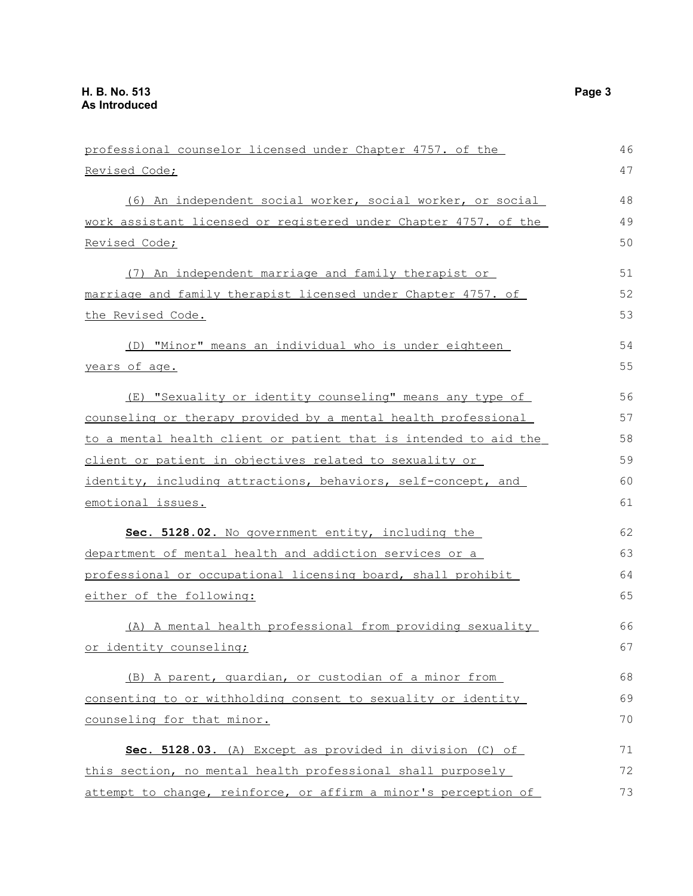professional counselor licensed under Chapter 4757. of the Revised Code;

(6) An independent social worker, social worker, or social work assistant licensed or registered under Chapter 4757. of the Revised Code;

(7) An independent marriage and family therapist or marriage and family therapist licensed under Chapter 4757. of the Revised Code.

(D) "Minor" means an individual who is under eighteen years of age.

(E) "Sexuality or identity counseling" means any type of counseling or therapy provided by a mental health professional to a mental health client or patient that is intended to aid the client or patient in objectives related to sexuality or identity, including attractions, behaviors, self-concept, and emotional issues.

**Sec. 5128.02.** No government entity, including the department of mental health and addiction services or a professional or occupational licensing board, shall prohibit either of the following:

(A) A mental health professional from providing sexuality or identity counseling;

(B) A parent, guardian, or custodian of a minor from consenting to or withholding consent to sexuality or identity counseling for that minor.

**Sec. 5128.03.** (A) Except as provided in division (C) of this section, no mental health professional shall purposely attempt to change, reinforce, or affirm a minor's perception of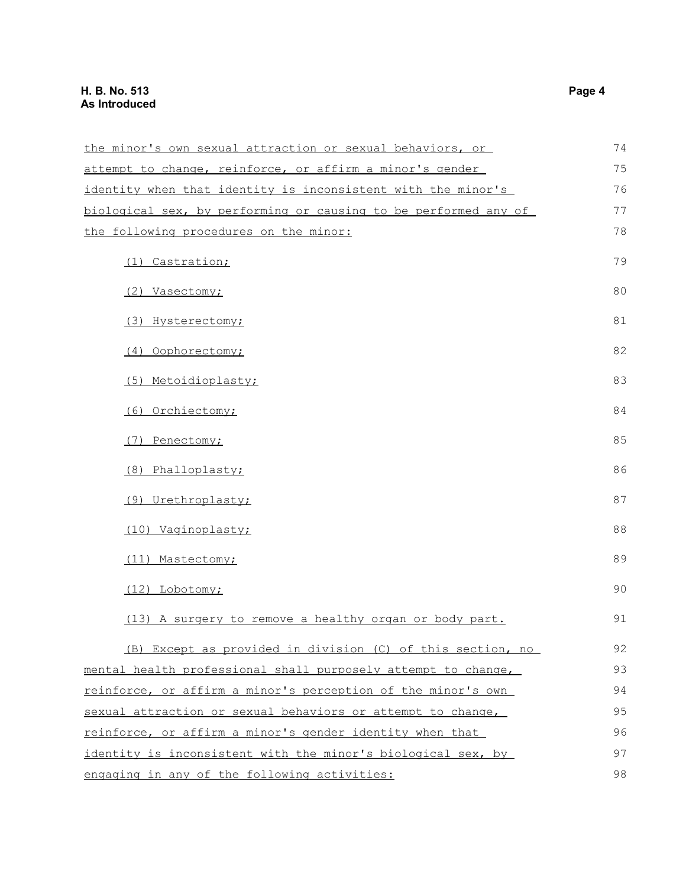the minor's own sexual attraction or sexual behaviors, or attempt to change, reinforce, or affirm a minor's gender identity when that identity is inconsistent with the minor's biological sex, by performing or causing to be performed any of the following procedures on the minor:

(1) Castration;

(2) Vasectomy;

(3) Hysterectomy;

(4) Oophorectomy;

(5) Metoidioplasty;

(6) Orchiectomy;

(7) Penectomy;

(8) Phalloplasty;

(9) Urethroplasty;

(10) Vaginoplasty;

(11) Mastectomy;

(12) Lobotomy;

(13) A surgery to remove a healthy organ or body part.

(B) Except as provided in division (C) of this section, no mental health professional shall purposely attempt to change, reinforce, or affirm a minor's perception of the minor's own sexual attraction or sexual behaviors or attempt to change, reinforce, or affirm a minor's gender identity when that identity is inconsistent with the minor's biological sex, by engaging in any of the following activities: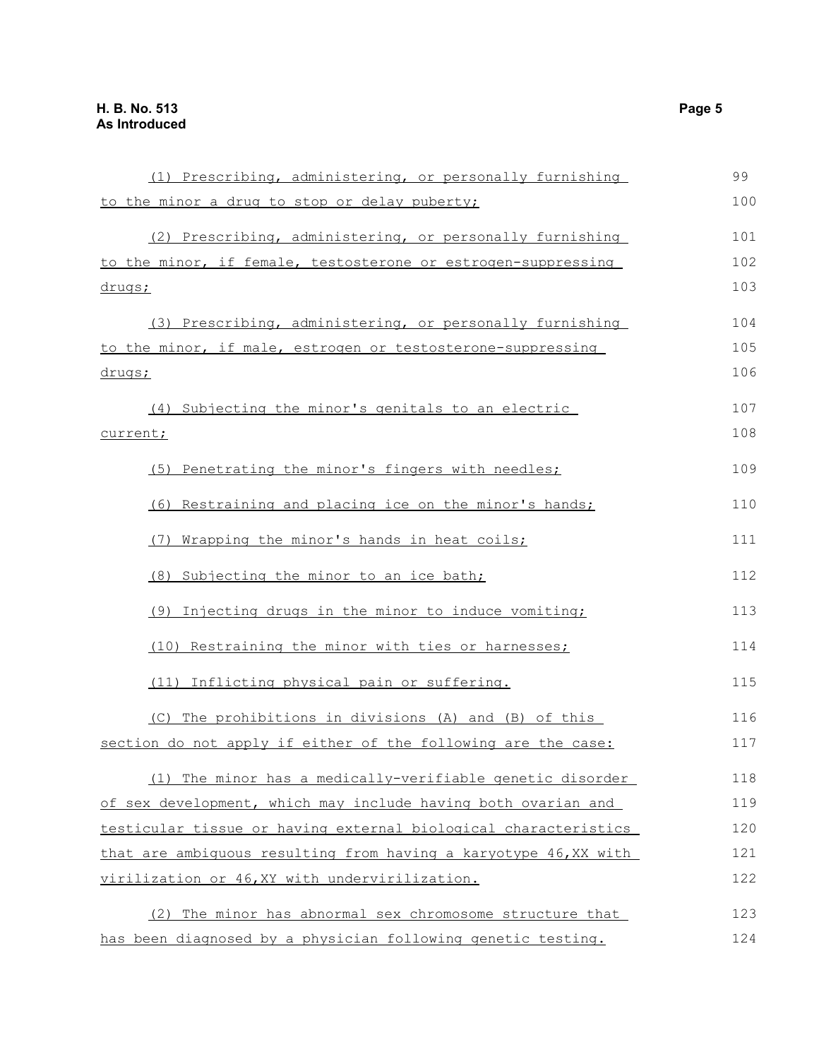(1) Prescribing, administering, or personally furnishing to the minor a drug to stop or delay puberty;

(2) Prescribing, administering, or personally furnishing to the minor, if female, testosterone or estrogen-suppressing drugs;

(3) Prescribing, administering, or personally furnishing to the minor, if male, estrogen or testosterone-suppressing drugs;

(4) Subjecting the minor's genitals to an electric current;

(5) Penetrating the minor's fingers with needles;

(6) Restraining and placing ice on the minor's hands;

(7) Wrapping the minor's hands in heat coils;

(8) Subjecting the minor to an ice bath;

(9) Injecting drugs in the minor to induce vomiting;

(10) Restraining the minor with ties or harnesses;

(11) Inflicting physical pain or suffering.

(C) The prohibitions in divisions (A) and (B) of this section do not apply if either of the following are the case:

(1) The minor has a medically-verifiable genetic disorder of sex development, which may include having both ovarian and testicular tissue or having external biological characteristics that are ambiguous resulting from having a karyotype 46,XX with virilization or 46,XY with undervirilization.

(2) The minor has abnormal sex chromosome structure that has been diagnosed by a physician following genetic testing.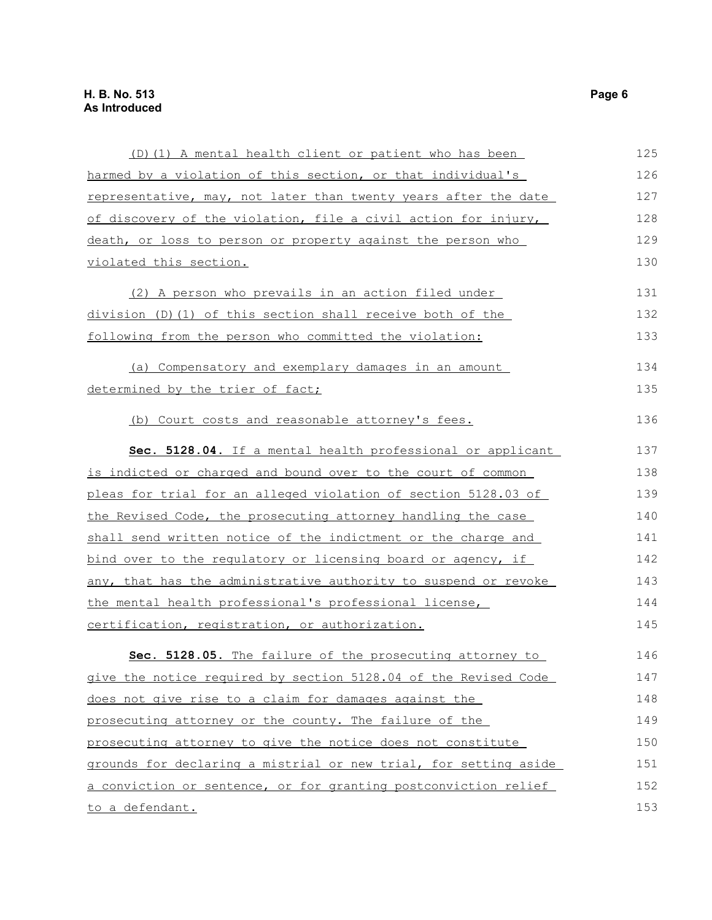(D)(1) A mental health client or patient who has been harmed by a violation of this section, or that individual's representative, may, not later than twenty years after the date of discovery of the violation, file a civil action for injury, death, or loss to person or property against the person who violated this section.

(2) A person who prevails in an action filed under division (D)(1) of this section shall receive both of the following from the person who committed the violation:

(a) Compensatory and exemplary damages in an amount determined by the trier of fact;

(b) Court costs and reasonable attorney's fees.

**Sec. 5128.04.** If a mental health professional or applicant is indicted or charged and bound over to the court of common pleas for trial for an alleged violation of section 5128.03 of the Revised Code, the prosecuting attorney handling the case shall send written notice of the indictment or the charge and bind over to the regulatory or licensing board or agency, if any, that has the administrative authority to suspend or revoke the mental health professional's professional license, certification, registration, or authorization.

**Sec. 5128.05.** The failure of the prosecuting attorney to give the notice required by section 5128.04 of the Revised Code does not give rise to a claim for damages against the prosecuting attorney or the county. The failure of the prosecuting attorney to give the notice does not constitute grounds for declaring a mistrial or new trial, for setting aside a conviction or sentence, or for granting postconviction relief to a defendant.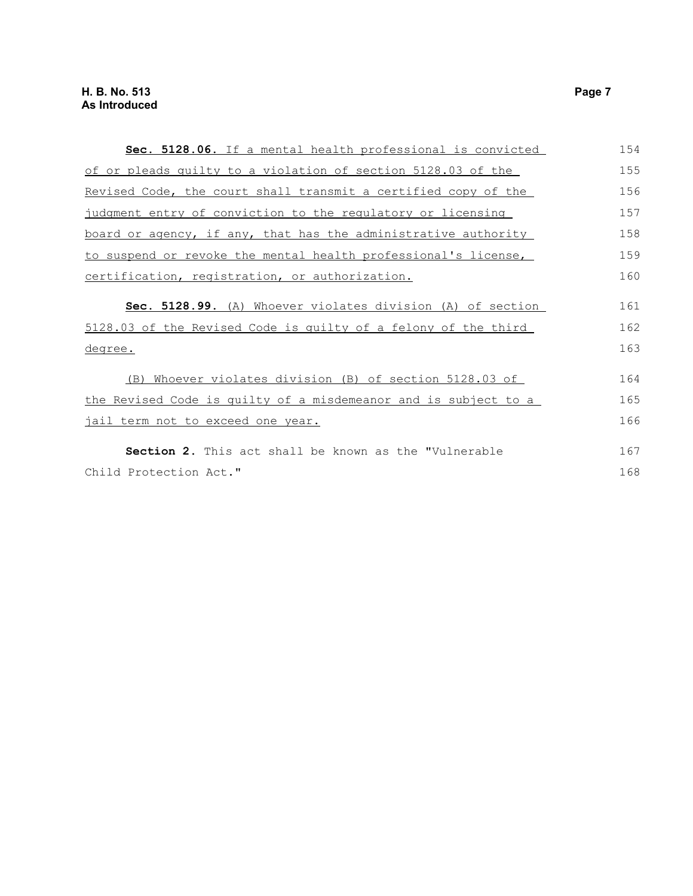**Sec. 5128.06.** If a mental health professional is convicted of or pleads guilty to a violation of section 5128.03 of the Revised Code, the court shall transmit a certified copy of the judgment entry of conviction to the regulatory or licensing board or agency, if any, that has the administrative authority to suspend or revoke the mental health professional's license, certification, registration, or authorization.

**Sec. 5128.99.** (A) Whoever violates division (A) of section 5128.03 of the Revised Code is guilty of a felony of the third degree.

(B) Whoever violates division (B) of section 5128.03 of the Revised Code is guilty of a misdemeanor and is subject to a jail term not to exceed one year.

**Section 2.** This act shall be known as the "Vulnerable Child Protection Act."